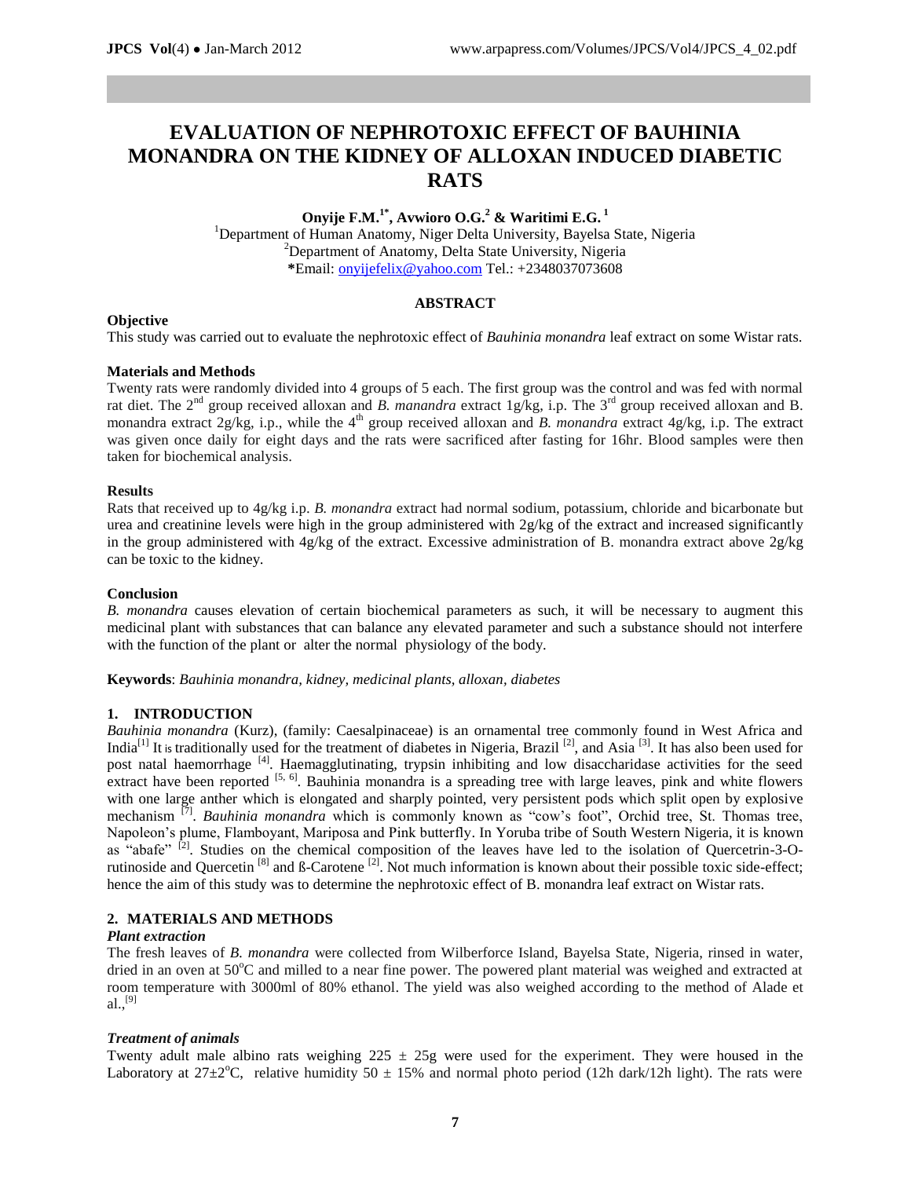# EVALUATION OF NEPHROTOXIC EFFECT OF BAUHINIA MONANDRA ON THE KIDNEY OF ALLOXAN INDUCED DIABETIC RATS

**Onyije F.M.[1*], Avwioro O.G.[2] & Waritimi E.G.[1]**

[1]Department of Human Anatomy, Niger Delta University, Bayelsa State, Nigeria
[2]Department of Anatomy, Delta State University, Nigeria
*Email: onyijefelix@yahoo.com Tel.: +2348037073608

## ABSTRACT

### Objective

This study was carried out to evaluate the nephrotoxic effect of *Bauhinia monandra* leaf extract on some Wistar rats.

### Materials and Methods

Twenty rats were randomly divided into 4 groups of 5 each. The first group was the control and was fed with normal rat diet. The 2nd group received alloxan and *B. manandra* extract 1g/kg, i.p. The 3rd group received alloxan and B. monandra extract 2g/kg, i.p., while the 4th group received alloxan and *B. monandra* extract 4g/kg, i.p. The extract was given once daily for eight days and the rats were sacrificed after fasting for 16hr. Blood samples were then taken for biochemical analysis.

### Results

Rats that received up to 4g/kg i.p. *B. monandra* extract had normal sodium, potassium, chloride and bicarbonate but urea and creatinine levels were high in the group administered with 2g/kg of the extract and increased significantly in the group administered with 4g/kg of the extract. Excessive administration of B. monandra extract above 2g/kg can be toxic to the kidney.

### Conclusion

*B. monandra* causes elevation of certain biochemical parameters as such, it will be necessary to augment this medicinal plant with substances that can balance any elevated parameter and such a substance should not interfere with the function of the plant or alter the normal physiology of the body.

**Keywords**: *Bauhinia monandra, kidney, medicinal plants, alloxan, diabetes*

## 1. INTRODUCTION

*Bauhinia monandra* (Kurz), (family: Caesalpinaceae) is an ornamental tree commonly found in West Africa and India[1] It is traditionally used for the treatment of diabetes in Nigeria, Brazil [2], and Asia [3]. It has also been used for post natal haemorrhage [4]. Haemagglutinating, trypsin inhibiting and low disaccharidase activities for the seed extract have been reported [5, 6]. Bauhinia monandra is a spreading tree with large leaves, pink and white flowers with one large anther which is elongated and sharply pointed, very persistent pods which split open by explosive mechanism [7]. *Bauhinia monandra* which is commonly known as "cow's foot", Orchid tree, St. Thomas tree, Napoleon's plume, Flamboyant, Mariposa and Pink butterfly. In Yoruba tribe of South Western Nigeria, it is known as "abafe" [2]. Studies on the chemical composition of the leaves have led to the isolation of Quercetrin-3-O-rutinoside and Quercetin [8] and ß-Carotene [2]. Not much information is known about their possible toxic side-effect; hence the aim of this study was to determine the nephrotoxic effect of B. monandra leaf extract on Wistar rats.

## 2. MATERIALS AND METHODS

### *Plant extraction*

The fresh leaves of *B. monandra* were collected from Wilberforce Island, Bayelsa State, Nigeria, rinsed in water, dried in an oven at 50°C and milled to a near fine power. The powered plant material was weighed and extracted at room temperature with 3000ml of 80% ethanol. The yield was also weighed according to the method of Alade et al.,[9]

### *Treatment of animals*

Twenty adult male albino rats weighing $225 \pm 25$g were used for the experiment. They were housed in the Laboratory at $27\pm2$°C, relative humidity $50 \pm 15\%$ and normal photo period (12h dark/12h light). The rats were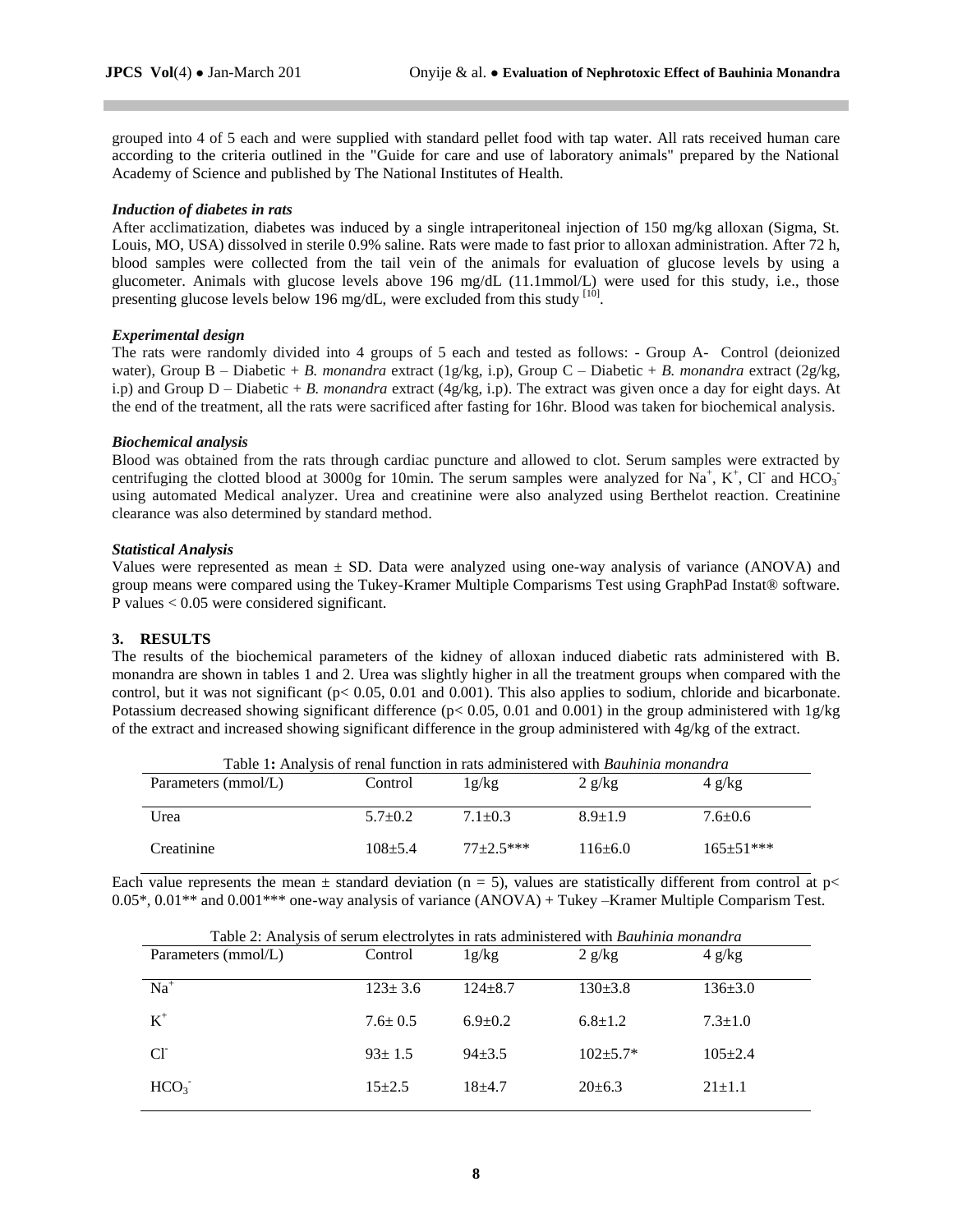grouped into 4 of 5 each and were supplied with standard pellet food with tap water. All rats received human care according to the criteria outlined in the "Guide for care and use of laboratory animals" prepared by the National Academy of Science and published by The National Institutes of Health.

### *Induction of diabetes in rats*

After acclimatization, diabetes was induced by a single intraperitoneal injection of 150 mg/kg alloxan (Sigma, St. Louis, MO, USA) dissolved in sterile 0.9% saline. Rats were made to fast prior to alloxan administration. After 72 h, blood samples were collected from the tail vein of the animals for evaluation of glucose levels by using a glucometer. Animals with glucose levels above 196 mg/dL (11.1mmol/L) were used for this study, i.e., those presenting glucose levels below 196 mg/dL, were excluded from this study [10].

### *Experimental design*

The rats were randomly divided into 4 groups of 5 each and tested as follows: - Group A- Control (deionized water), Group B – Diabetic + *B. monandra* extract (1g/kg, i.p), Group C – Diabetic + *B. monandra* extract (2g/kg, i.p) and Group D – Diabetic + *B. monandra* extract (4g/kg, i.p). The extract was given once a day for eight days. At the end of the treatment, all the rats were sacrificed after fasting for 16hr. Blood was taken for biochemical analysis.

### *Biochemical analysis*

Blood was obtained from the rats through cardiac puncture and allowed to clot. Serum samples were extracted by centrifuging the clotted blood at 3000g for 10min. The serum samples were analyzed for $Na^+$, $K^+$, $Cl^-$ and $HCO_3^-$ using automated Medical analyzer. Urea and creatinine were also analyzed using Berthelot reaction. Creatinine clearance was also determined by standard method.

### *Statistical Analysis*

Values were represented as mean ± SD. Data were analyzed using one-way analysis of variance (ANOVA) and group means were compared using the Tukey-Kramer Multiple Comparisms Test using GraphPad Instat® software. P values < 0.05 were considered significant.

## 3. RESULTS

The results of the biochemical parameters of the kidney of alloxan induced diabetic rats administered with B. monandra are shown in tables 1 and 2. Urea was slightly higher in all the treatment groups when compared with the control, but it was not significant ($p < 0.05$, 0.01 and 0.001). This also applies to sodium, chloride and bicarbonate. Potassium decreased showing significant difference ($p < 0.05$, 0.01 and 0.001) in the group administered with 1g/kg of the extract and increased showing significant difference in the group administered with 4g/kg of the extract.

Table 1**:** Analysis of renal function in rats administered with *Bauhinia monandra*

| Parameters (mmol/L) | Control | 1g/kg | 2 g/kg | 4 g/kg |
|---|---|---|---|---|
| Urea | 5.7±0.2 | 7.1±0.3 | 8.9±1.9 | 7.6±0.6 |
| Creatinine | 108±5.4 | 77±2.5*** | 116±6.0 | 165±51*** |

Each value represents the mean ± standard deviation (n = 5), values are statistically different from control at p< 0.05*, 0.01** and 0.001*** one-way analysis of variance (ANOVA) + Tukey –Kramer Multiple Comparism Test.

Table 2: Analysis of serum electrolytes in rats administered with *Bauhinia monandra*

| Parameters (mmol/L) | Control | 1g/kg | 2 g/kg | 4 g/kg |
|---|---|---|---|---|
| $Na^+$ | 123± 3.6 | 124±8.7 | 130±3.8 | 136±3.0 |
| $K^+$ | 7.6± 0.5 | 6.9±0.2 | 6.8±1.2 | 7.3±1.0 |
| $Cl^-$ | 93± 1.5 | 94±3.5 | 102±5.7* | 105±2.4 |
| $HCO_3^-$ | 15±2.5 | 18±4.7 | 20±6.3 | 21±1.1 |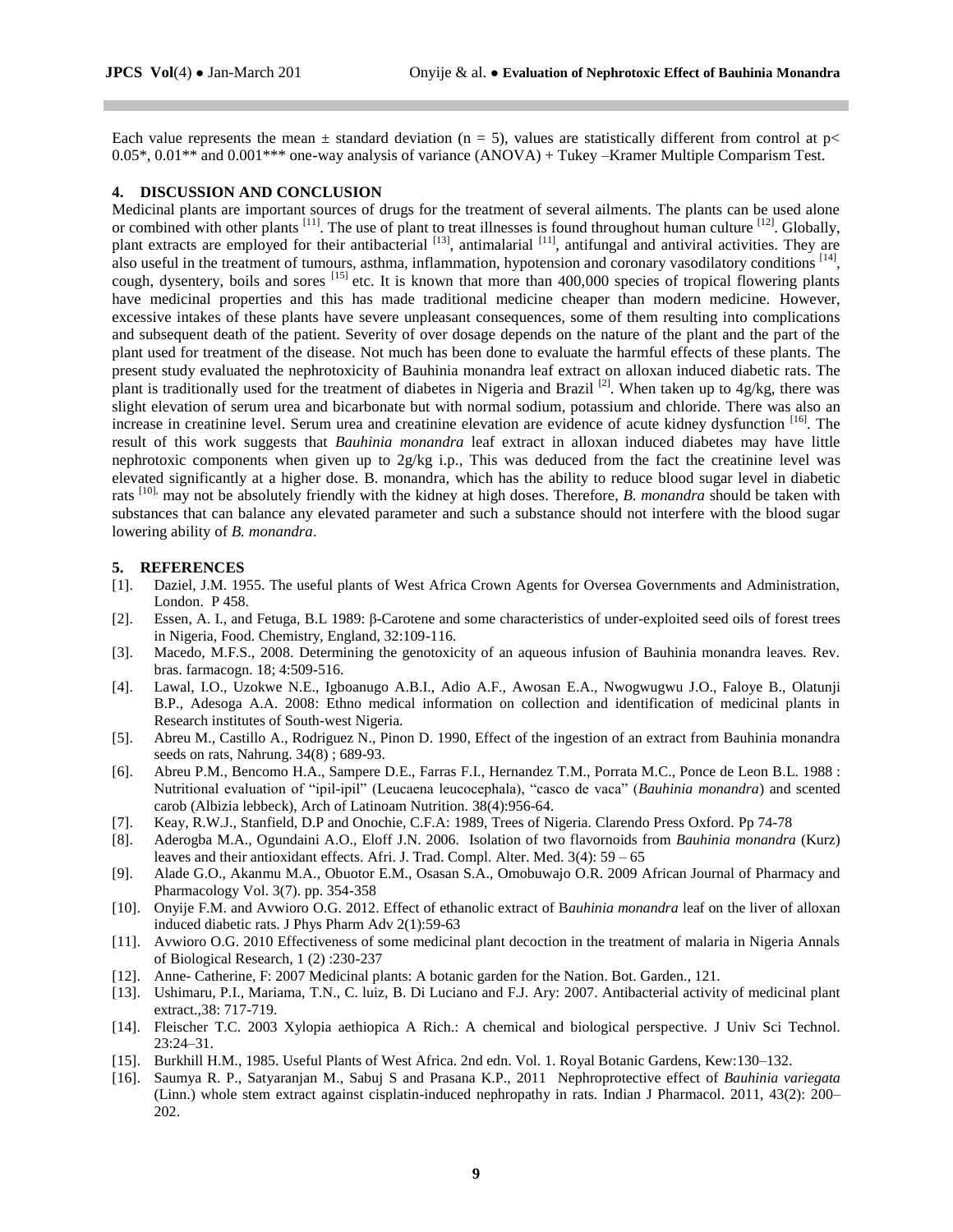Each value represents the mean ± standard deviation (n = 5), values are statistically different from control at p< 0.05*, 0.01** and 0.001*** one-way analysis of variance (ANOVA) + Tukey –Kramer Multiple Comparism Test.

## 4. DISCUSSION AND CONCLUSION

Medicinal plants are important sources of drugs for the treatment of several ailments. The plants can be used alone or combined with other plants [11]. The use of plant to treat illnesses is found throughout human culture [12]. Globally, plant extracts are employed for their antibacterial [13], antimalarial [11], antifungal and antiviral activities. They are also useful in the treatment of tumours, asthma, inflammation, hypotension and coronary vasodilatory conditions [14], cough, dysentery, boils and sores [15] etc. It is known that more than 400,000 species of tropical flowering plants have medicinal properties and this has made traditional medicine cheaper than modern medicine. However, excessive intakes of these plants have severe unpleasant consequences, some of them resulting into complications and subsequent death of the patient. Severity of over dosage depends on the nature of the plant and the part of the plant used for treatment of the disease. Not much has been done to evaluate the harmful effects of these plants. The present study evaluated the nephrotoxicity of Bauhinia monandra leaf extract on alloxan induced diabetic rats. The plant is traditionally used for the treatment of diabetes in Nigeria and Brazil [2]. When taken up to 4g/kg, there was slight elevation of serum urea and bicarbonate but with normal sodium, potassium and chloride. There was also an increase in creatinine level. Serum urea and creatinine elevation are evidence of acute kidney dysfunction [16]. The result of this work suggests that *Bauhinia monandra* leaf extract in alloxan induced diabetes may have little nephrotoxic components when given up to 2g/kg i.p., This was deduced from the fact the creatinine level was elevated significantly at a higher dose. B. monandra, which has the ability to reduce blood sugar level in diabetic rats [10], may not be absolutely friendly with the kidney at high doses. Therefore, *B. monandra* should be taken with substances that can balance any elevated parameter and such a substance should not interfere with the blood sugar lowering ability of *B. monandra*.

## 5. REFERENCES

[1]. Daziel, J.M. 1955. The useful plants of West Africa Crown Agents for Oversea Governments and Administration, London. P 458.

[2]. Essen, A. I., and Fetuga, B.L 1989: β-Carotene and some characteristics of under-exploited seed oils of forest trees in Nigeria, Food. Chemistry, England, 32:109-116.

[3]. Macedo, M.F.S., 2008. Determining the genotoxicity of an aqueous infusion of Bauhinia monandra leaves. Rev. bras. farmacogn. 18; 4:509-516.

[4]. Lawal, I.O., Uzokwe N.E., Igboanugo A.B.I., Adio A.F., Awosan E.A., Nwogwugwu J.O., Faloye B., Olatunji B.P., Adesoga A.A. 2008: Ethno medical information on collection and identification of medicinal plants in Research institutes of South-west Nigeria.

[5]. Abreu M., Castillo A., Rodriguez N., Pinon D. 1990, Effect of the ingestion of an extract from Bauhinia monandra seeds on rats, Nahrung. 34(8) ; 689-93.

[6]. Abreu P.M., Bencomo H.A., Sampere D.E., Farras F.I., Hernandez T.M., Porrata M.C., Ponce de Leon B.L. 1988 : Nutritional evaluation of "ipil-ipil" (Leucaena leucocephala), "casco de vaca" (*Bauhinia monandra*) and scented carob (Albizia lebbeck), Arch of Latinoam Nutrition. 38(4):956-64.

[7]. Keay, R.W.J., Stanfield, D.P and Onochie, C.F.A: 1989, Trees of Nigeria. Clarendo Press Oxford. Pp 74-78

[8]. Aderogba M.A., Ogundaini A.O., Eloff J.N. 2006. Isolation of two flavornoids from *Bauhinia monandra* (Kurz) leaves and their antioxidant effects. Afri. J. Trad. Compl. Alter. Med. 3(4): 59 – 65

[9]. Alade G.O., Akanmu M.A., Obuotor E.M., Osasan S.A., Omobuwajo O.R. 2009 African Journal of Pharmacy and Pharmacology Vol. 3(7). pp. 354-358

[10]. Onyije F.M. and Avwioro O.G. 2012. Effect of ethanolic extract of B*auhinia monandra* leaf on the liver of alloxan induced diabetic rats. J Phys Pharm Adv 2(1):59-63

[11]. Avwioro O.G. 2010 Effectiveness of some medicinal plant decoction in the treatment of malaria in Nigeria Annals of Biological Research, 1 (2) :230-237

[12]. Anne- Catherine, F: 2007 Medicinal plants: A botanic garden for the Nation. Bot. Garden., 121.

[13]. Ushimaru, P.I., Mariama, T.N., C. luiz, B. Di Luciano and F.J. Ary: 2007. Antibacterial activity of medicinal plant extract.,38: 717-719.

[14]. Fleischer T.C. 2003 Xylopia aethiopica A Rich.: A chemical and biological perspective. J Univ Sci Technol. 23:24–31.

[15]. Burkhill H.M., 1985. Useful Plants of West Africa. 2nd edn. Vol. 1. Royal Botanic Gardens, Kew:130–132.

[16]. Saumya R. P., Satyaranjan M., Sabuj S and Prasana K.P., 2011 Nephroprotective effect of *Bauhinia variegata* (Linn.) whole stem extract against cisplatin-induced nephropathy in rats. Indian J Pharmacol. 2011, 43(2): 200–202.